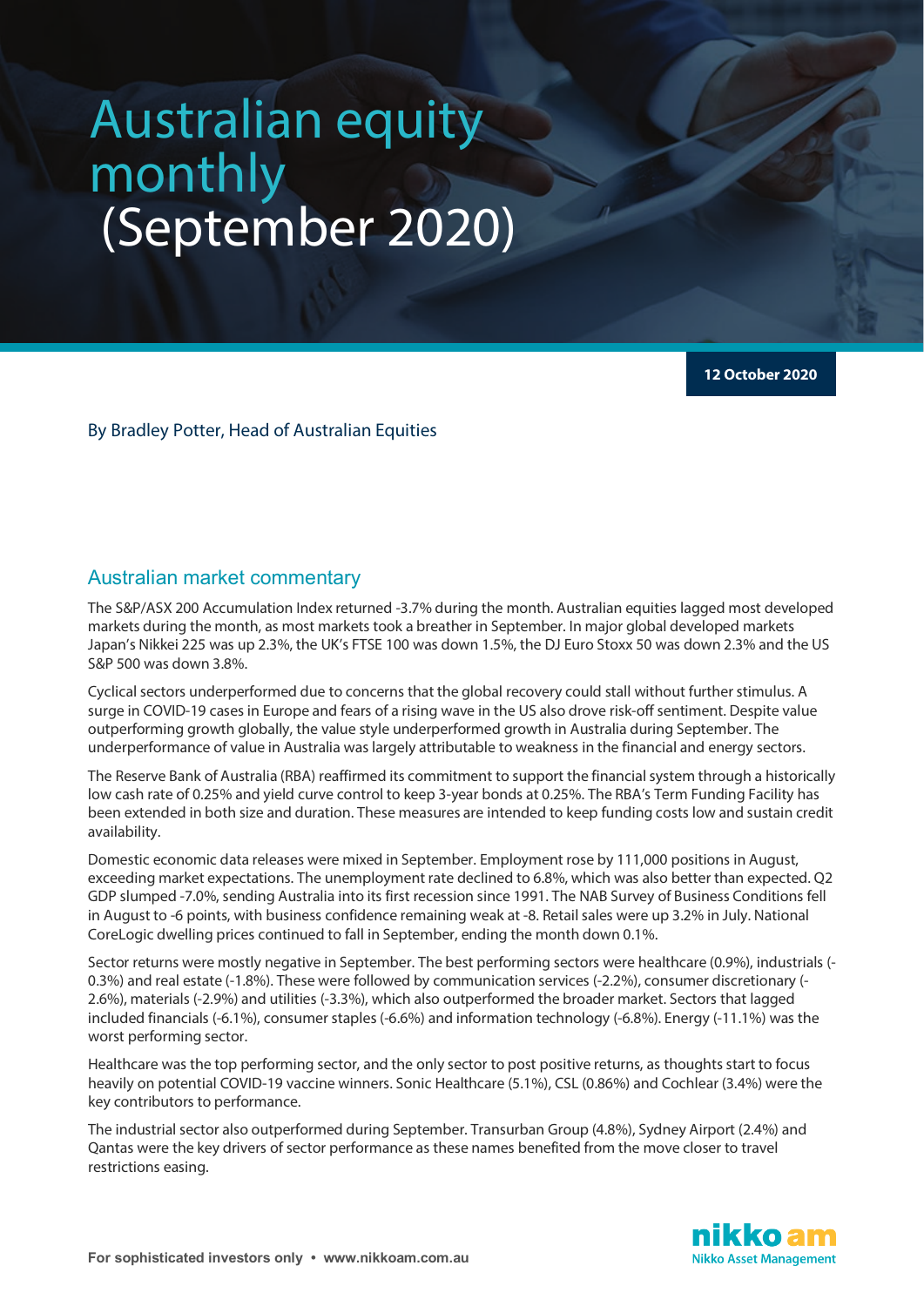# Australian equity monthly (September 2020)

**12 October 2020**

By Bradley Potter, Head of Australian Equities

## Australian market commentary

The S&P/ASX 200 Accumulation Index returned -3.7% during the month. Australian equities lagged most developed markets during the month, as most markets took a breather in September. In major global developed markets Japan's Nikkei 225 was up 2.3%, the UK's FTSE 100 was down 1.5%, the DJ Euro Stoxx 50 was down 2.3% and the US S&P 500 was down 3.8%.

Cyclical sectors underperformed due to concerns that the global recovery could stall without further stimulus. A surge in COVID-19 cases in Europe and fears of a rising wave in the US also drove risk-off sentiment. Despite value outperforming growth globally, the value style underperformed growth in Australia during September. The underperformance of value in Australia was largely attributable to weakness in the financial and energy sectors.

The Reserve Bank of Australia (RBA) reaffirmed its commitment to support the financial system through a historically low cash rate of 0.25% and yield curve control to keep 3-year bonds at 0.25%. The RBA's Term Funding Facility has been extended in both size and duration. These measures are intended to keep funding costs low and sustain credit availability.

Domestic economic data releases were mixed in September. Employment rose by 111,000 positions in August, exceeding market expectations. The unemployment rate declined to 6.8%, which was also better than expected. Q2 GDP slumped -7.0%, sending Australia into its first recession since 1991. The NAB Survey of Business Conditions fell in August to -6 points, with business confidence remaining weak at -8. Retail sales were up 3.2% in July. National CoreLogic dwelling prices continued to fall in September, ending the month down 0.1%.

Sector returns were mostly negative in September. The best performing sectors were healthcare (0.9%), industrials (-0.3%) and real estate (-1.8%). These were followed by communication services (-2.2%), consumer discretionary (-2.6%), materials (-2.9%) and utilities (-3.3%), which also outperformed the broader market. Sectors that lagged included financials (-6.1%), consumer staples (-6.6%) and information technology (-6.8%). Energy (-11.1%) was the worst performing sector.

Healthcare was the top performing sector, and the only sector to post positive returns, as thoughts start to focus heavily on potential COVID-19 vaccine winners. Sonic Healthcare (5.1%), CSL (0.86%) and Cochlear (3.4%) were the key contributors to performance.

The industrial sector also outperformed during September. Transurban Group (4.8%), Sydney Airport (2.4%) and Qantas were the key drivers of sector performance as these names benefited from the move closer to travel restrictions easing.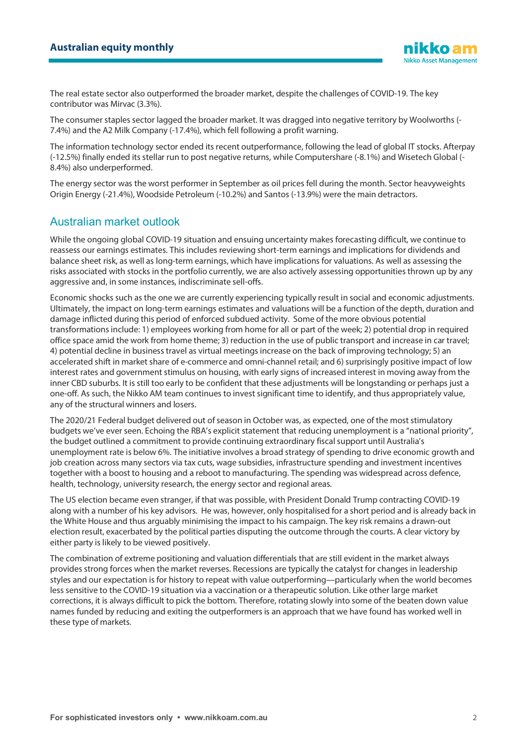The real estate sector also outperformed the broader market, despite the challenges of COVID-19. The key contributor was Mirvac (3.3%).

The consumer staples sector lagged the broader market. It was dragged into negative territory by Woolworths (-7.4%) and the A2 Milk Company (-17.4%), which fell following a profit warning.

The information technology sector ended its recent outperformance, following the lead of global IT stocks. Afterpay (-12.5%) finally ended its stellar run to post negative returns, while Computershare (-8.1%) and Wisetech Global (-8.4%) also underperformed.

The energy sector was the worst performer in September as oil prices fell during the month. Sector heavyweights Origin Energy (-21.4%), Woodside Petroleum (-10.2%) and Santos (-13.9%) were the main detractors.

## Australian market outlook

While the ongoing global COVID-19 situation and ensuing uncertainty makes forecasting difficult, we continue to reassess our earnings estimates. This includes reviewing short-term earnings and implications for dividends and balance sheet risk, as well as long-term earnings, which have implications for valuations. As well as assessing the risks associated with stocks in the portfolio currently, we are also actively assessing opportunities thrown up by any aggressive and, in some instances, indiscriminate sell-offs.

Economic shocks such as the one we are currently experiencing typically result in social and economic adjustments. Ultimately, the impact on long-term earnings estimates and valuations will be a function of the depth, duration and damage inflicted during this period of enforced subdued activity. Some of the more obvious potential transformations include: 1) employees working from home for all or part of the week; 2) potential drop in required office space amid the work from home theme; 3) reduction in the use of public transport and increase in car travel; 4) potential decline in business travel as virtual meetings increase on the back of improving technology; 5) an accelerated shift in market share of e-commerce and omni-channel retail; and 6) surprisingly positive impact of low interest rates and government stimulus on housing, with early signs of increased interest in moving away from the inner CBD suburbs. It is still too early to be confident that these adjustments will be longstanding or perhaps just a one-off. As such, the Nikko AM team continues to invest significant time to identify, and thus appropriately value, any of the structural winners and losers.

The 2020/21 Federal budget delivered out of season in October was, as expected, one of the most stimulatory budgets we've ever seen. Echoing the RBA's explicit statement that reducing unemployment is a "national priority", the budget outlined a commitment to provide continuing extraordinary fiscal support until Australia's unemployment rate is below 6%. The initiative involves a broad strategy of spending to drive economic growth and job creation across many sectors via tax cuts, wage subsidies, infrastructure spending and investment incentives together with a boost to housing and a reboot to manufacturing. The spending was widespread across defence, health, technology, university research, the energy sector and regional areas.

The US election became even stranger, if that was possible, with President Donald Trump contracting COVID-19 along with a number of his key advisors. He was, however, only hospitalised for a short period and is already back in the White House and thus arguably minimising the impact to his campaign. The key risk remains a drawn-out election result, exacerbated by the political parties disputing the outcome through the courts. A clear victory by either party is likely to be viewed positively.

The combination of extreme positioning and valuation differentials that are still evident in the market always provides strong forces when the market reverses. Recessions are typically the catalyst for changes in leadership styles and our expectation is for history to repeat with value outperforming—particularly when the world becomes less sensitive to the COVID-19 situation via a vaccination or a therapeutic solution. Like other large market corrections, it is always difficult to pick the bottom. Therefore, rotating slowly into some of the beaten down value names funded by reducing and exiting the outperformers is an approach that we have found has worked well in these type of markets.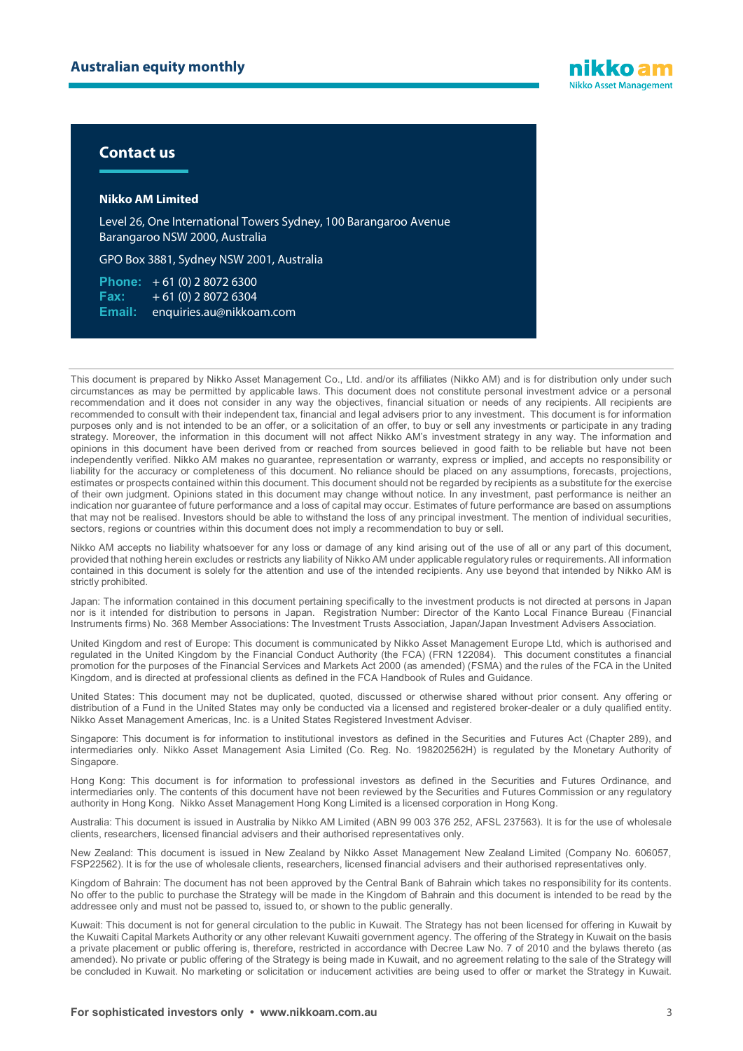## Contact us

**Nikko AM Limited**

Level 26, One International Towers Sydney, 100 Barangaroo Avenue
Barangaroo NSW 2000, Australia

GPO Box 3881, Sydney NSW 2001, Australia

**Phone:** + 61 (0) 2 8072 6300
**Fax:** + 61 (0) 2 8072 6304
**Email:** enquiries.au@nikkoam.com

---

This document is prepared by Nikko Asset Management Co., Ltd. and/or its affiliates (Nikko AM) and is for distribution only under such circumstances as may be permitted by applicable laws. This document does not constitute personal investment advice or a personal recommendation and it does not consider in any way the objectives, financial situation or needs of any recipients. All recipients are recommended to consult with their independent tax, financial and legal advisers prior to any investment. This document is for information purposes only and is not intended to be an offer, or a solicitation of an offer, to buy or sell any investments or participate in any trading strategy. Moreover, the information in this document will not affect Nikko AM's investment strategy in any way. The information and opinions in this document have been derived from or reached from sources believed in good faith to be reliable but have not been independently verified. Nikko AM makes no guarantee, representation or warranty, express or implied, and accepts no responsibility or liability for the accuracy or completeness of this document. No reliance should be placed on any assumptions, forecasts, projections, estimates or prospects contained within this document. This document should not be regarded by recipients as a substitute for the exercise of their own judgment. Opinions stated in this document may change without notice. In any investment, past performance is neither an indication nor guarantee of future performance and a loss of capital may occur. Estimates of future performance are based on assumptions that may not be realised. Investors should be able to withstand the loss of any principal investment. The mention of individual securities, sectors, regions or countries within this document does not imply a recommendation to buy or sell.

Nikko AM accepts no liability whatsoever for any loss or damage of any kind arising out of the use of all or any part of this document, provided that nothing herein excludes or restricts any liability of Nikko AM under applicable regulatory rules or requirements. All information contained in this document is solely for the attention and use of the intended recipients. Any use beyond that intended by Nikko AM is strictly prohibited.

Japan: The information contained in this document pertaining specifically to the investment products is not directed at persons in Japan nor is it intended for distribution to persons in Japan. Registration Number: Director of the Kanto Local Finance Bureau (Financial Instruments firms) No. 368 Member Associations: The Investment Trusts Association, Japan/Japan Investment Advisers Association.

United Kingdom and rest of Europe: This document is communicated by Nikko Asset Management Europe Ltd, which is authorised and regulated in the United Kingdom by the Financial Conduct Authority (the FCA) (FRN 122084). This document constitutes a financial promotion for the purposes of the Financial Services and Markets Act 2000 (as amended) (FSMA) and the rules of the FCA in the United Kingdom, and is directed at professional clients as defined in the FCA Handbook of Rules and Guidance.

United States: This document may not be duplicated, quoted, discussed or otherwise shared without prior consent. Any offering or distribution of a Fund in the United States may only be conducted via a licensed and registered broker-dealer or a duly qualified entity. Nikko Asset Management Americas, Inc. is a United States Registered Investment Adviser.

Singapore: This document is for information to institutional investors as defined in the Securities and Futures Act (Chapter 289), and intermediaries only. Nikko Asset Management Asia Limited (Co. Reg. No. 198202562H) is regulated by the Monetary Authority of Singapore.

Hong Kong: This document is for information to professional investors as defined in the Securities and Futures Ordinance, and intermediaries only. The contents of this document have not been reviewed by the Securities and Futures Commission or any regulatory authority in Hong Kong. Nikko Asset Management Hong Kong Limited is a licensed corporation in Hong Kong.

Australia: This document is issued in Australia by Nikko AM Limited (ABN 99 003 376 252, AFSL 237563). It is for the use of wholesale clients, researchers, licensed financial advisers and their authorised representatives only.

New Zealand: This document is issued in New Zealand by Nikko Asset Management New Zealand Limited (Company No. 606057, FSP22562). It is for the use of wholesale clients, researchers, licensed financial advisers and their authorised representatives only.

Kingdom of Bahrain: The document has not been approved by the Central Bank of Bahrain which takes no responsibility for its contents. No offer to the public to purchase the Strategy will be made in the Kingdom of Bahrain and this document is intended to be read by the addressee only and must not be passed to, issued to, or shown to the public generally.

Kuwait: This document is not for general circulation to the public in Kuwait. The Strategy has not been licensed for offering in Kuwait by the Kuwaiti Capital Markets Authority or any other relevant Kuwaiti government agency. The offering of the Strategy in Kuwait on the basis a private placement or public offering is, therefore, restricted in accordance with Decree Law No. 7 of 2010 and the bylaws thereto (as amended). No private or public offering of the Strategy is being made in Kuwait, and no agreement relating to the sale of the Strategy will be concluded in Kuwait. No marketing or solicitation or inducement activities are being used to offer or market the Strategy in Kuwait.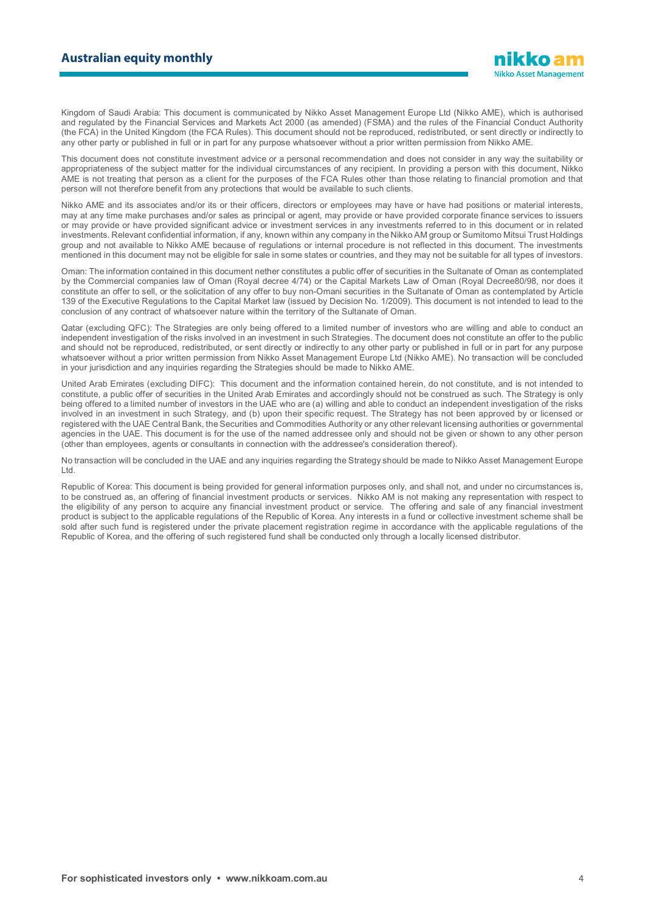Kingdom of Saudi Arabia: This document is communicated by Nikko Asset Management Europe Ltd (Nikko AME), which is authorised and regulated by the Financial Services and Markets Act 2000 (as amended) (FSMA) and the rules of the Financial Conduct Authority (the FCA) in the United Kingdom (the FCA Rules). This document should not be reproduced, redistributed, or sent directly or indirectly to any other party or published in full or in part for any purpose whatsoever without a prior written permission from Nikko AME.

This document does not constitute investment advice or a personal recommendation and does not consider in any way the suitability or appropriateness of the subject matter for the individual circumstances of any recipient. In providing a person with this document, Nikko AME is not treating that person as a client for the purposes of the FCA Rules other than those relating to financial promotion and that person will not therefore benefit from any protections that would be available to such clients.

Nikko AME and its associates and/or its or their officers, directors or employees may have or have had positions or material interests, may at any time make purchases and/or sales as principal or agent, may provide or have provided corporate finance services to issuers or may provide or have provided significant advice or investment services in any investments referred to in this document or in related investments. Relevant confidential information, if any, known within any company in the Nikko AM group or Sumitomo Mitsui Trust Holdings group and not available to Nikko AME because of regulations or internal procedure is not reflected in this document. The investments mentioned in this document may not be eligible for sale in some states or countries, and they may not be suitable for all types of investors.

Oman: The information contained in this document nether constitutes a public offer of securities in the Sultanate of Oman as contemplated by the Commercial companies law of Oman (Royal decree 4/74) or the Capital Markets Law of Oman (Royal Decree80/98, nor does it constitute an offer to sell, or the solicitation of any offer to buy non-Omani securities in the Sultanate of Oman as contemplated by Article 139 of the Executive Regulations to the Capital Market law (issued by Decision No. 1/2009). This document is not intended to lead to the conclusion of any contract of whatsoever nature within the territory of the Sultanate of Oman.

Qatar (excluding QFC): The Strategies are only being offered to a limited number of investors who are willing and able to conduct an independent investigation of the risks involved in an investment in such Strategies. The document does not constitute an offer to the public and should not be reproduced, redistributed, or sent directly or indirectly to any other party or published in full or in part for any purpose whatsoever without a prior written permission from Nikko Asset Management Europe Ltd (Nikko AME). No transaction will be concluded in your jurisdiction and any inquiries regarding the Strategies should be made to Nikko AME.

United Arab Emirates (excluding DIFC): This document and the information contained herein, do not constitute, and is not intended to constitute, a public offer of securities in the United Arab Emirates and accordingly should not be construed as such. The Strategy is only being offered to a limited number of investors in the UAE who are (a) willing and able to conduct an independent investigation of the risks involved in an investment in such Strategy, and (b) upon their specific request. The Strategy has not been approved by or licensed or registered with the UAE Central Bank, the Securities and Commodities Authority or any other relevant licensing authorities or governmental agencies in the UAE. This document is for the use of the named addressee only and should not be given or shown to any other person (other than employees, agents or consultants in connection with the addressee's consideration thereof).

No transaction will be concluded in the UAE and any inquiries regarding the Strategy should be made to Nikko Asset Management Europe Ltd.

Republic of Korea: This document is being provided for general information purposes only, and shall not, and under no circumstances is, to be construed as, an offering of financial investment products or services. Nikko AM is not making any representation with respect to the eligibility of any person to acquire any financial investment product or service. The offering and sale of any financial investment product is subject to the applicable regulations of the Republic of Korea. Any interests in a fund or collective investment scheme shall be sold after such fund is registered under the private placement registration regime in accordance with the applicable regulations of the Republic of Korea, and the offering of such registered fund shall be conducted only through a locally licensed distributor.